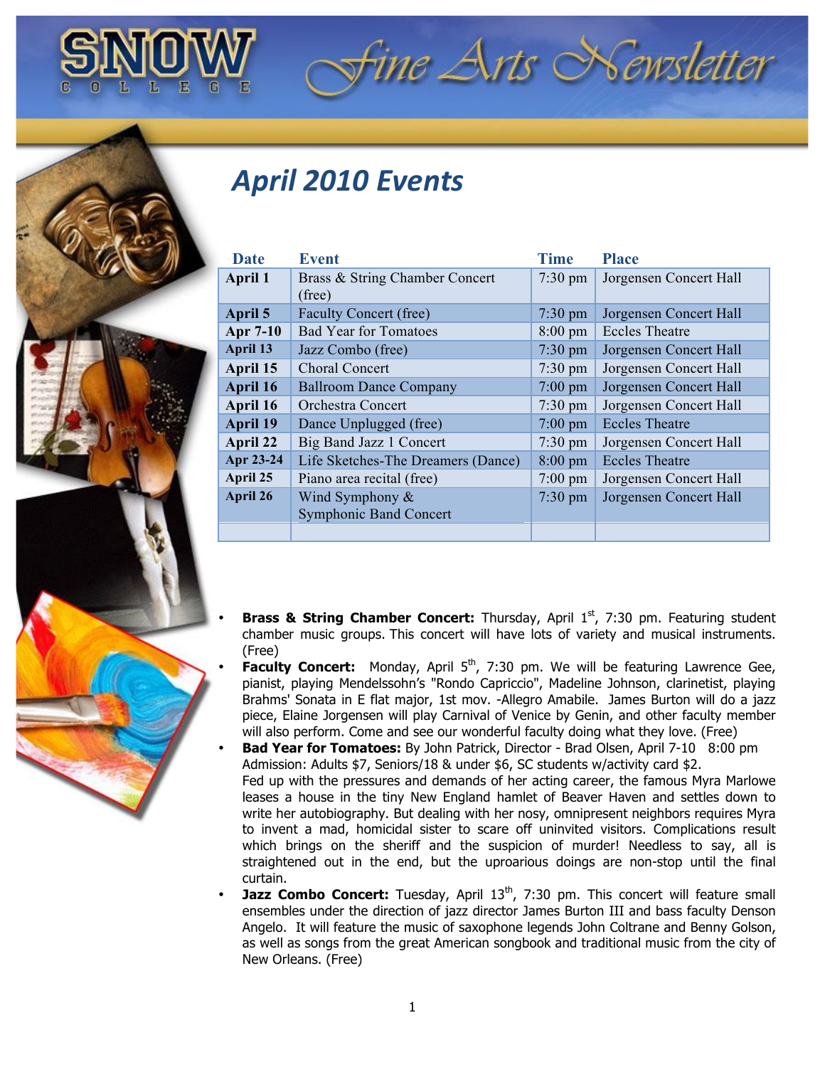# SNOW COLLEGE Fine Arts Newsletter

## April 2010 Events

| Date | Event | Time | Place |
|---|---|---|---|
| **April 1** | Brass & String Chamber Concert (free) | 7:30 pm | Jorgensen Concert Hall |
| **April 5** | Faculty Concert (free) | 7:30 pm | Jorgensen Concert Hall |
| **Apr 7-10** | Bad Year for Tomatoes | 8:00 pm | Eccles Theatre |
| **April 13** | Jazz Combo (free) | 7:30 pm | Jorgensen Concert Hall |
| **April 15** | Choral Concert | 7:30 pm | Jorgensen Concert Hall |
| **April 16** | Ballroom Dance Company | 7:00 pm | Jorgensen Concert Hall |
| **April 16** | Orchestra Concert | 7:30 pm | Jorgensen Concert Hall |
| **April 19** | Dance Unplugged (free) | 7:00 pm | Eccles Theatre |
| **April 22** | Big Band Jazz 1 Concert | 7:30 pm | Jorgensen Concert Hall |
| **Apr 23-24** | Life Sketches-The Dreamers (Dance) | 8:00 pm | Eccles Theatre |
| **April 25** | Piano area recital (free) | 7:00 pm | Jorgensen Concert Hall |
| **April 26** | Wind Symphony & Symphonic Band Concert | 7:30 pm | Jorgensen Concert Hall |
| | | | |

- **Brass & String Chamber Concert:** Thursday, April 1st, 7:30 pm. Featuring student chamber music groups. This concert will have lots of variety and musical instruments. (Free)
- **Faculty Concert:** Monday, April 5th, 7:30 pm. We will be featuring Lawrence Gee, pianist, playing Mendelssohn's "Rondo Capriccio", Madeline Johnson, clarinetist, playing Brahms' Sonata in E flat major, 1st mov. -Allegro Amabile. James Burton will do a jazz piece, Elaine Jorgensen will play Carnival of Venice by Genin, and other faculty member will also perform. Come and see our wonderful faculty doing what they love. (Free)
- **Bad Year for Tomatoes:** By John Patrick, Director - Brad Olsen, April 7-10 8:00 pm Admission: Adults $7, Seniors/18 & under $6, SC students w/activity card $2. Fed up with the pressures and demands of her acting career, the famous Myra Marlowe leases a house in the tiny New England hamlet of Beaver Haven and settles down to write her autobiography. But dealing with her nosy, omnipresent neighbors requires Myra to invent a mad, homicidal sister to scare off uninvited visitors. Complications result which brings on the sheriff and the suspicion of murder! Needless to say, all is straightened out in the end, but the uproarious doings are non-stop until the final curtain.
- **Jazz Combo Concert:** Tuesday, April 13th, 7:30 pm. This concert will feature small ensembles under the direction of jazz director James Burton III and bass faculty Denson Angelo. It will feature the music of saxophone legends John Coltrane and Benny Golson, as well as songs from the great American songbook and traditional music from the city of New Orleans. (Free)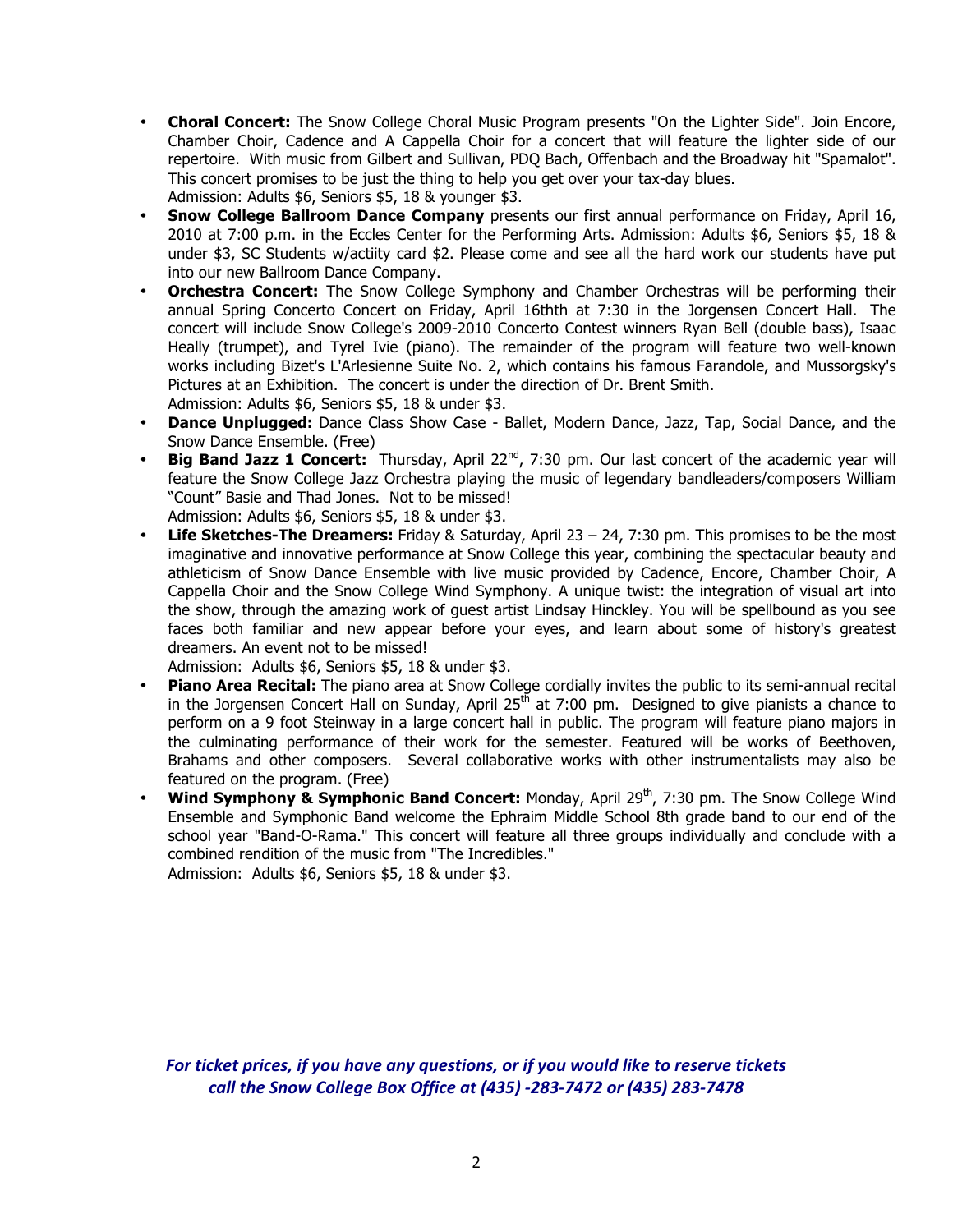- **Choral Concert:** The Snow College Choral Music Program presents "On the Lighter Side". Join Encore, Chamber Choir, Cadence and A Cappella Choir for a concert that will feature the lighter side of our repertoire. With music from Gilbert and Sullivan, PDQ Bach, Offenbach and the Broadway hit "Spamalot". This concert promises to be just the thing to help you get over your tax-day blues.
  Admission: Adults $6, Seniors $5, 18 & younger $3.
- **Snow College Ballroom Dance Company** presents our first annual performance on Friday, April 16, 2010 at 7:00 p.m. in the Eccles Center for the Performing Arts. Admission: Adults $6, Seniors $5, 18 & under $3, SC Students w/actiity card $2. Please come and see all the hard work our students have put into our new Ballroom Dance Company.
- **Orchestra Concert:** The Snow College Symphony and Chamber Orchestras will be performing their annual Spring Concerto Concert on Friday, April 16thth at 7:30 in the Jorgensen Concert Hall. The concert will include Snow College's 2009-2010 Concerto Contest winners Ryan Bell (double bass), Isaac Heally (trumpet), and Tyrel Ivie (piano). The remainder of the program will feature two well-known works including Bizet's L'Arlesienne Suite No. 2, which contains his famous Farandole, and Mussorgsky's Pictures at an Exhibition. The concert is under the direction of Dr. Brent Smith.
  Admission: Adults $6, Seniors $5, 18 & under $3.
- **Dance Unplugged:** Dance Class Show Case - Ballet, Modern Dance, Jazz, Tap, Social Dance, and the Snow Dance Ensemble. (Free)
- **Big Band Jazz 1 Concert:** Thursday, April 22nd, 7:30 pm. Our last concert of the academic year will feature the Snow College Jazz Orchestra playing the music of legendary bandleaders/composers William "Count" Basie and Thad Jones. Not to be missed!
  Admission: Adults $6, Seniors $5, 18 & under $3.
- **Life Sketches-The Dreamers:** Friday & Saturday, April 23 – 24, 7:30 pm. This promises to be the most imaginative and innovative performance at Snow College this year, combining the spectacular beauty and athleticism of Snow Dance Ensemble with live music provided by Cadence, Encore, Chamber Choir, A Cappella Choir and the Snow College Wind Symphony. A unique twist: the integration of visual art into the show, through the amazing work of guest artist Lindsay Hinckley. You will be spellbound as you see faces both familiar and new appear before your eyes, and learn about some of history's greatest dreamers. An event not to be missed!
  Admission: Adults $6, Seniors $5, 18 & under $3.
- **Piano Area Recital:** The piano area at Snow College cordially invites the public to its semi-annual recital in the Jorgensen Concert Hall on Sunday, April 25th at 7:00 pm. Designed to give pianists a chance to perform on a 9 foot Steinway in a large concert hall in public. The program will feature piano majors in the culminating performance of their work for the semester. Featured will be works of Beethoven, Brahams and other composers. Several collaborative works with other instrumentalists may also be featured on the program. (Free)
- **Wind Symphony & Symphonic Band Concert:** Monday, April 29th, 7:30 pm. The Snow College Wind Ensemble and Symphonic Band welcome the Ephraim Middle School 8th grade band to our end of the school year "Band-O-Rama." This concert will feature all three groups individually and conclude with a combined rendition of the music from "The Incredibles."
  Admission: Adults $6, Seniors $5, 18 & under $3.

***For ticket prices, if you have any questions, or if you would like to reserve tickets call the Snow College Box Office at (435) -283-7472 or (435) 283-7478***